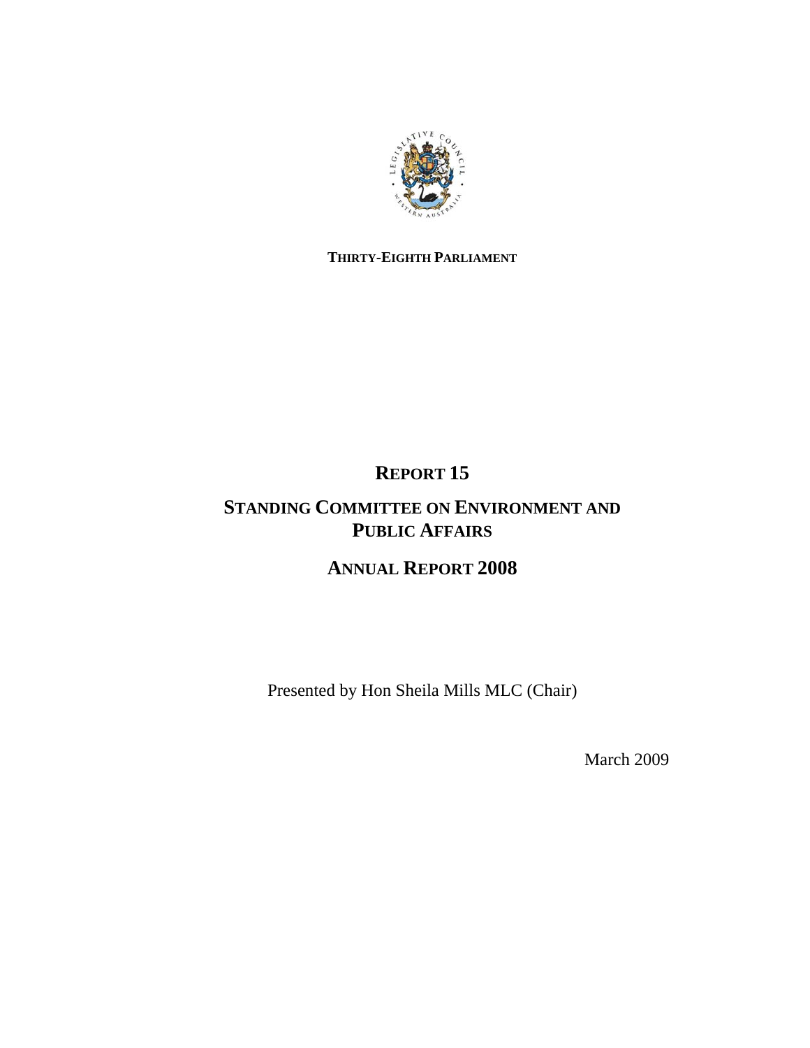**THIRTY-EIGHTH PARLIAMENT**

# REPORT 15

# STANDING COMMITTEE ON ENVIRONMENT AND PUBLIC AFFAIRS

# ANNUAL REPORT 2008

Presented by Hon Sheila Mills MLC (Chair)

March 2009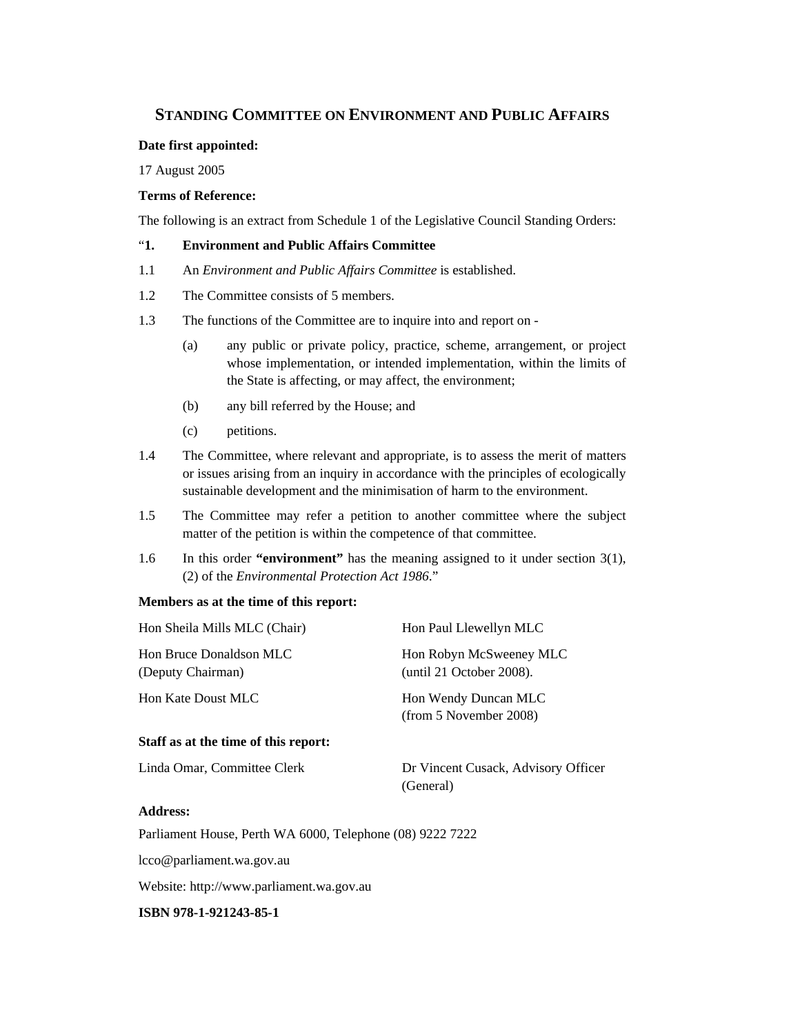## STANDING COMMITTEE ON ENVIRONMENT AND PUBLIC AFFAIRS

**Date first appointed:**

17 August 2005

**Terms of Reference:**

The following is an extract from Schedule 1 of the Legislative Council Standing Orders:

"**1. Environment and Public Affairs Committee**

1.1 An *Environment and Public Affairs Committee* is established.

1.2 The Committee consists of 5 members.

1.3 The functions of the Committee are to inquire into and report on -

(a) any public or private policy, practice, scheme, arrangement, or project whose implementation, or intended implementation, within the limits of the State is affecting, or may affect, the environment;

(b) any bill referred by the House; and

(c) petitions.

1.4 The Committee, where relevant and appropriate, is to assess the merit of matters or issues arising from an inquiry in accordance with the principles of ecologically sustainable development and the minimisation of harm to the environment.

1.5 The Committee may refer a petition to another committee where the subject matter of the petition is within the competence of that committee.

1.6 In this order **"environment"** has the meaning assigned to it under section 3(1), (2) of the *Environmental Protection Act 1986*."

**Members as at the time of this report:**

Hon Sheila Mills MLC (Chair)

Hon Bruce Donaldson MLC (Deputy Chairman)

Hon Kate Doust MLC

Hon Paul Llewellyn MLC

Hon Robyn McSweeney MLC (until 21 October 2008).

Hon Wendy Duncan MLC (from 5 November 2008)

**Staff as at the time of this report:**

Linda Omar, Committee Clerk

Dr Vincent Cusack, Advisory Officer (General)

**Address:**

Parliament House, Perth WA 6000, Telephone (08) 9222 7222

lcco@parliament.wa.gov.au

Website: http://www.parliament.wa.gov.au

**ISBN 978-1-921243-85-1**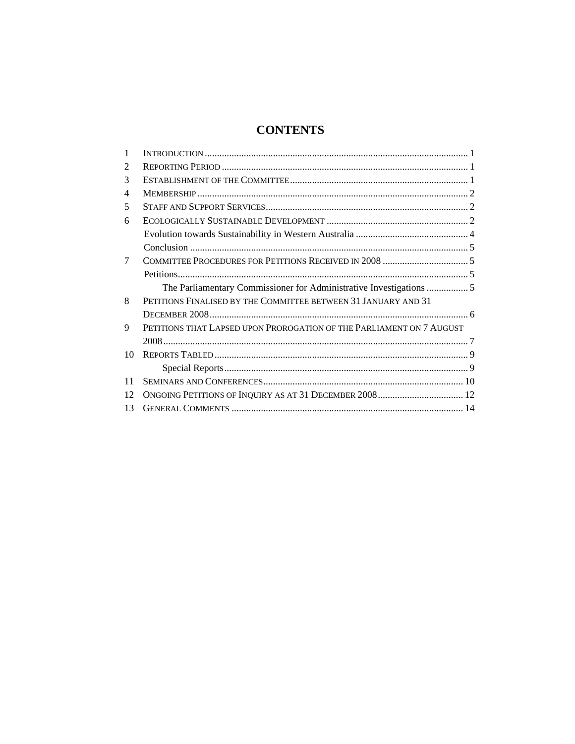# CONTENTS

| | | |
|---|---|---|
| 1 | Introduction | 1 |
| 2 | Reporting Period | 1 |
| 3 | Establishment of the Committee | 1 |
| 4 | Membership | 2 |
| 5 | Staff and Support Services | 2 |
| 6 | Ecologically Sustainable Development | 2 |
| | Evolution towards Sustainability in Western Australia | 4 |
| | Conclusion | 5 |
| 7 | Committee Procedures for Petitions Received in 2008 | 5 |
| | Petitions | 5 |
| | The Parliamentary Commissioner for Administrative Investigations | 5 |
| 8 | Petitions Finalised by the Committee between 31 January and 31 December 2008 | 6 |
| 9 | Petitions that Lapsed upon Prorogation of the Parliament on 7 August 2008 | 7 |
| 10 | Reports Tabled | 9 |
| | Special Reports | 9 |
| 11 | Seminars and Conferences | 10 |
| 12 | Ongoing Petitions of Inquiry as at 31 December 2008 | 12 |
| 13 | General Comments | 14 |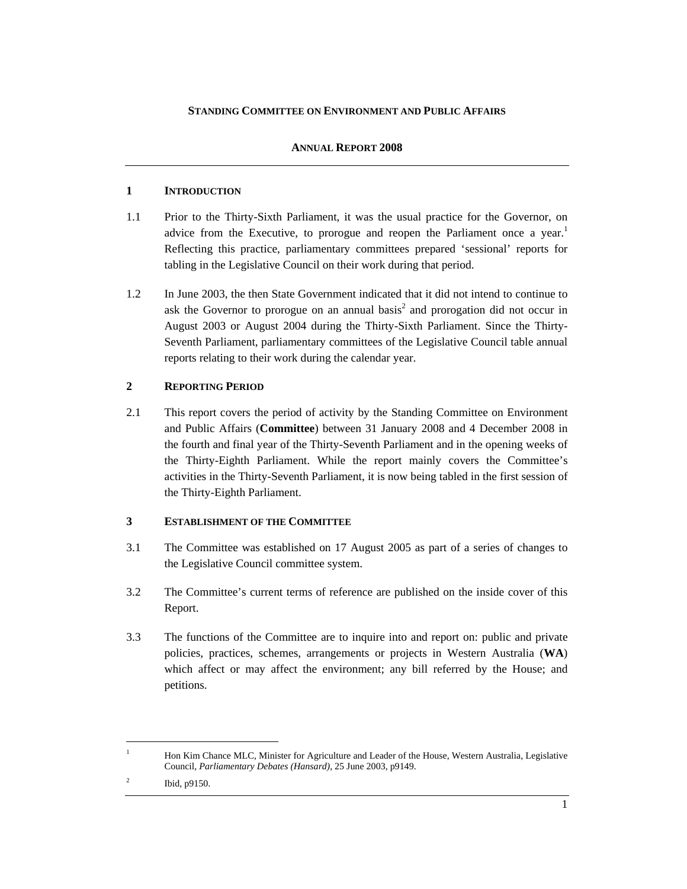**STANDING COMMITTEE ON ENVIRONMENT AND PUBLIC AFFAIRS**

**ANNUAL REPORT 2008**

## 1 INTRODUCTION

1.1 Prior to the Thirty-Sixth Parliament, it was the usual practice for the Governor, on advice from the Executive, to prorogue and reopen the Parliament once a year.[1] Reflecting this practice, parliamentary committees prepared 'sessional' reports for tabling in the Legislative Council on their work during that period.

1.2 In June 2003, the then State Government indicated that it did not intend to continue to ask the Governor to prorogue on an annual basis[2] and prorogation did not occur in August 2003 or August 2004 during the Thirty-Sixth Parliament. Since the Thirty-Seventh Parliament, parliamentary committees of the Legislative Council table annual reports relating to their work during the calendar year.

## 2 REPORTING PERIOD

2.1 This report covers the period of activity by the Standing Committee on Environment and Public Affairs (**Committee**) between 31 January 2008 and 4 December 2008 in the fourth and final year of the Thirty-Seventh Parliament and in the opening weeks of the Thirty-Eighth Parliament. While the report mainly covers the Committee's activities in the Thirty-Seventh Parliament, it is now being tabled in the first session of the Thirty-Eighth Parliament.

## 3 ESTABLISHMENT OF THE COMMITTEE

3.1 The Committee was established on 17 August 2005 as part of a series of changes to the Legislative Council committee system.

3.2 The Committee's current terms of reference are published on the inside cover of this Report.

3.3 The functions of the Committee are to inquire into and report on: public and private policies, practices, schemes, arrangements or projects in Western Australia (**WA**) which affect or may affect the environment; any bill referred by the House; and petitions.

---

[1] Hon Kim Chance MLC, Minister for Agriculture and Leader of the House, Western Australia, Legislative Council, *Parliamentary Debates (Hansard)*, 25 June 2003, p9149.

[2] Ibid, p9150.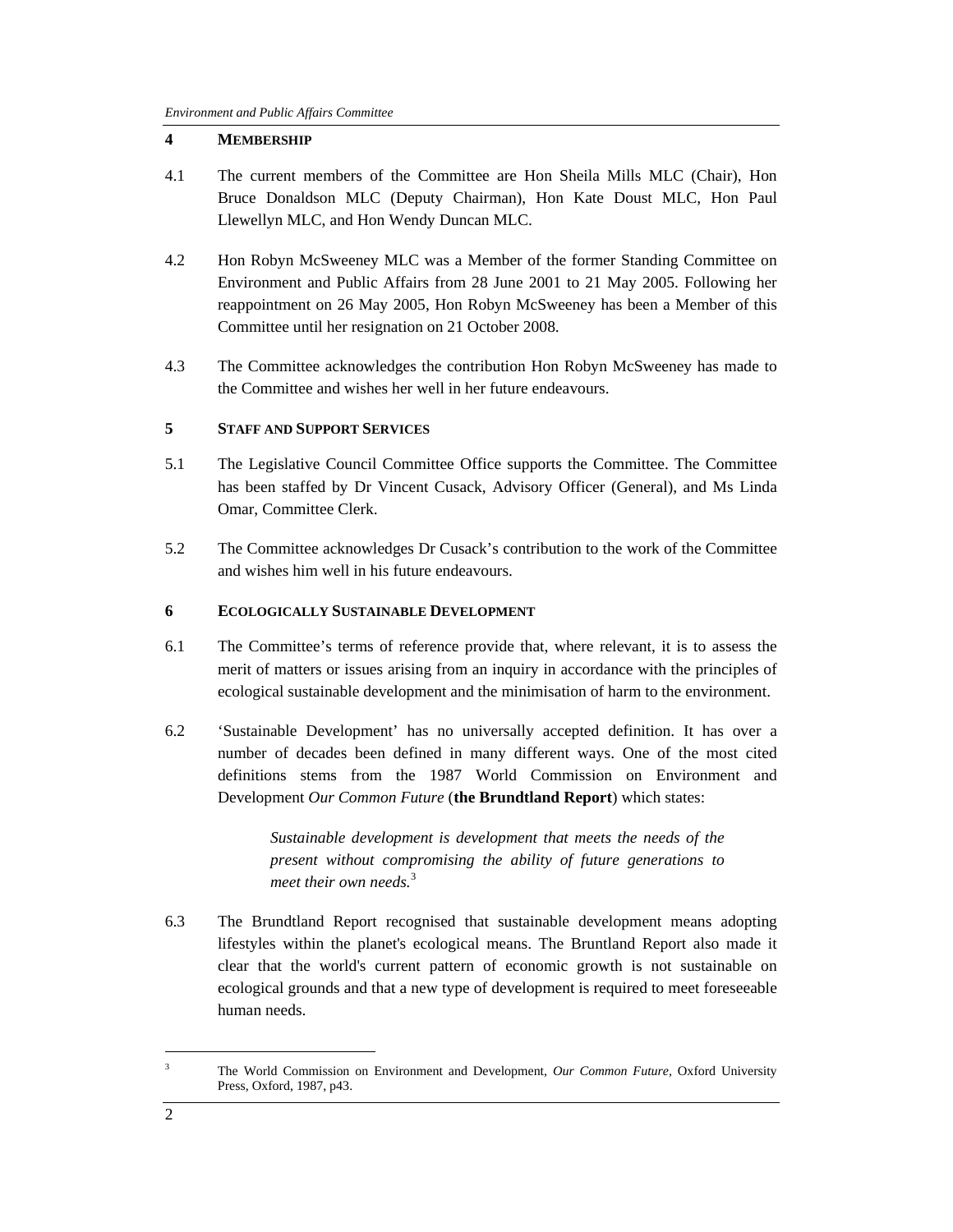## 4 MEMBERSHIP

4.1 The current members of the Committee are Hon Sheila Mills MLC (Chair), Hon Bruce Donaldson MLC (Deputy Chairman), Hon Kate Doust MLC, Hon Paul Llewellyn MLC, and Hon Wendy Duncan MLC.

4.2 Hon Robyn McSweeney MLC was a Member of the former Standing Committee on Environment and Public Affairs from 28 June 2001 to 21 May 2005. Following her reappointment on 26 May 2005, Hon Robyn McSweeney has been a Member of this Committee until her resignation on 21 October 2008.

4.3 The Committee acknowledges the contribution Hon Robyn McSweeney has made to the Committee and wishes her well in her future endeavours.

## 5 STAFF AND SUPPORT SERVICES

5.1 The Legislative Council Committee Office supports the Committee. The Committee has been staffed by Dr Vincent Cusack, Advisory Officer (General), and Ms Linda Omar, Committee Clerk.

5.2 The Committee acknowledges Dr Cusack's contribution to the work of the Committee and wishes him well in his future endeavours.

## 6 ECOLOGICALLY SUSTAINABLE DEVELOPMENT

6.1 The Committee's terms of reference provide that, where relevant, it is to assess the merit of matters or issues arising from an inquiry in accordance with the principles of ecological sustainable development and the minimisation of harm to the environment.

6.2 'Sustainable Development' has no universally accepted definition. It has over a number of decades been defined in many different ways. One of the most cited definitions stems from the 1987 World Commission on Environment and Development *Our Common Future* (**the Brundtland Report**) which states:

> *Sustainable development is development that meets the needs of the present without compromising the ability of future generations to meet their own needs.*[3]

6.3 The Brundtland Report recognised that sustainable development means adopting lifestyles within the planet's ecological means. The Bruntland Report also made it clear that the world's current pattern of economic growth is not sustainable on ecological grounds and that a new type of development is required to meet foreseeable human needs.

---

[3] The World Commission on Environment and Development, *Our Common Future*, Oxford University Press, Oxford, 1987, p43.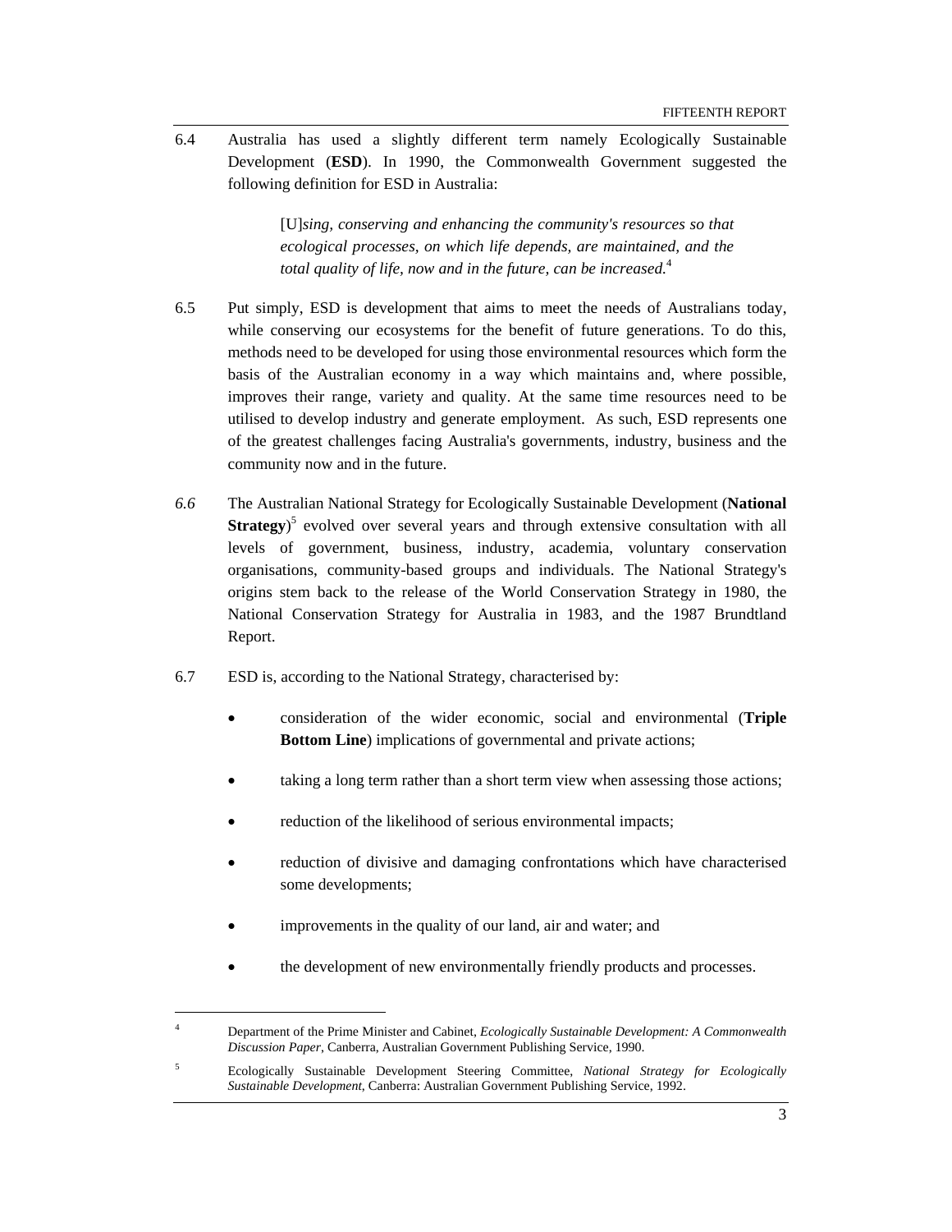6.4 Australia has used a slightly different term namely Ecologically Sustainable Development (**ESD**). In 1990, the Commonwealth Government suggested the following definition for ESD in Australia:

> [U]*sing, conserving and enhancing the community's resources so that ecological processes, on which life depends, are maintained, and the total quality of life, now and in the future, can be increased.*[4]

6.5 Put simply, ESD is development that aims to meet the needs of Australians today, while conserving our ecosystems for the benefit of future generations. To do this, methods need to be developed for using those environmental resources which form the basis of the Australian economy in a way which maintains and, where possible, improves their range, variety and quality. At the same time resources need to be utilised to develop industry and generate employment. As such, ESD represents one of the greatest challenges facing Australia's governments, industry, business and the community now and in the future.

*6.6* The Australian National Strategy for Ecologically Sustainable Development (**National Strategy**)[5] evolved over several years and through extensive consultation with all levels of government, business, industry, academia, voluntary conservation organisations, community-based groups and individuals. The National Strategy's origins stem back to the release of the World Conservation Strategy in 1980, the National Conservation Strategy for Australia in 1983, and the 1987 Brundtland Report.

6.7 ESD is, according to the National Strategy, characterised by:

- consideration of the wider economic, social and environmental (**Triple Bottom Line**) implications of governmental and private actions;
- taking a long term rather than a short term view when assessing those actions;
- reduction of the likelihood of serious environmental impacts;
- reduction of divisive and damaging confrontations which have characterised some developments;
- improvements in the quality of our land, air and water; and
- the development of new environmentally friendly products and processes.

---

[4] Department of the Prime Minister and Cabinet, *Ecologically Sustainable Development: A Commonwealth Discussion Paper*, Canberra, Australian Government Publishing Service, 1990.

[5] Ecologically Sustainable Development Steering Committee, *National Strategy for Ecologically Sustainable Development*, Canberra: Australian Government Publishing Service, 1992.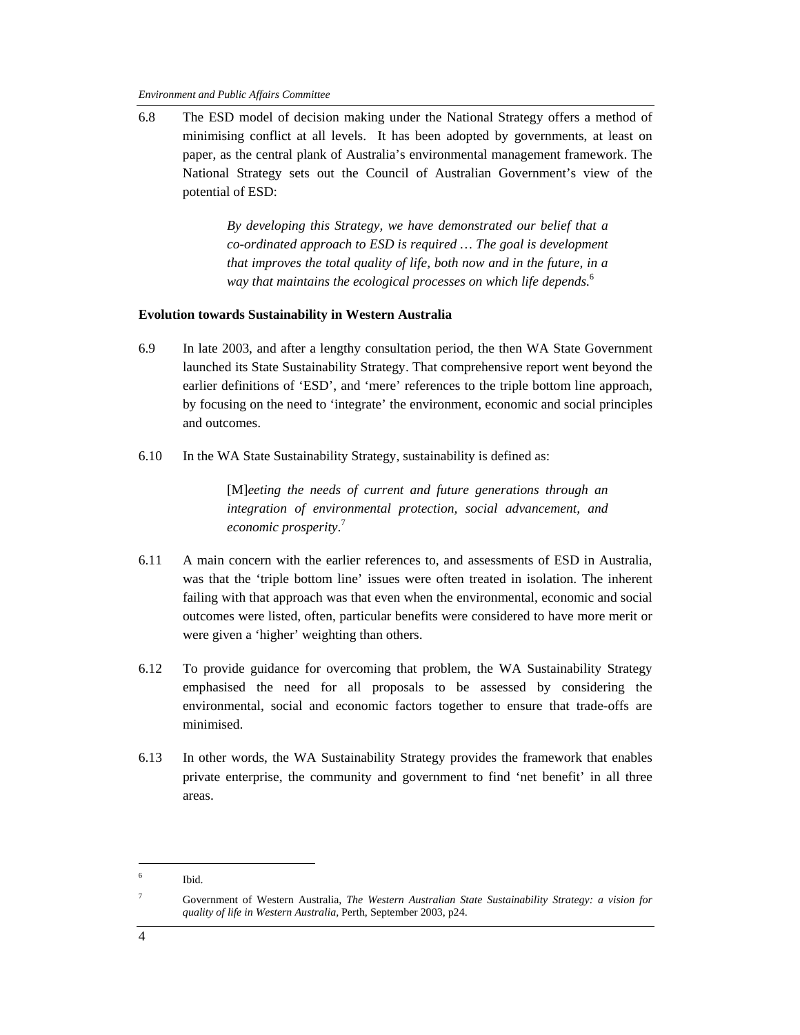6.8 The ESD model of decision making under the National Strategy offers a method of minimising conflict at all levels. It has been adopted by governments, at least on paper, as the central plank of Australia's environmental management framework. The National Strategy sets out the Council of Australian Government's view of the potential of ESD:

> *By developing this Strategy, we have demonstrated our belief that a co-ordinated approach to ESD is required … The goal is development that improves the total quality of life, both now and in the future, in a way that maintains the ecological processes on which life depends.*[6]

**Evolution towards Sustainability in Western Australia**

6.9 In late 2003, and after a lengthy consultation period, the then WA State Government launched its State Sustainability Strategy. That comprehensive report went beyond the earlier definitions of 'ESD', and 'mere' references to the triple bottom line approach, by focusing on the need to 'integrate' the environment, economic and social principles and outcomes.

6.10 In the WA State Sustainability Strategy, sustainability is defined as:

> [M]*eeting the needs of current and future generations through an integration of environmental protection, social advancement, and economic prosperity*.[7]

6.11 A main concern with the earlier references to, and assessments of ESD in Australia, was that the 'triple bottom line' issues were often treated in isolation. The inherent failing with that approach was that even when the environmental, economic and social outcomes were listed, often, particular benefits were considered to have more merit or were given a 'higher' weighting than others.

6.12 To provide guidance for overcoming that problem, the WA Sustainability Strategy emphasised the need for all proposals to be assessed by considering the environmental, social and economic factors together to ensure that trade-offs are minimised.

6.13 In other words, the WA Sustainability Strategy provides the framework that enables private enterprise, the community and government to find 'net benefit' in all three areas.

---

[6] Ibid.

[7] Government of Western Australia, *The Western Australian State Sustainability Strategy: a vision for quality of life in Western Australia*, Perth, September 2003, p24.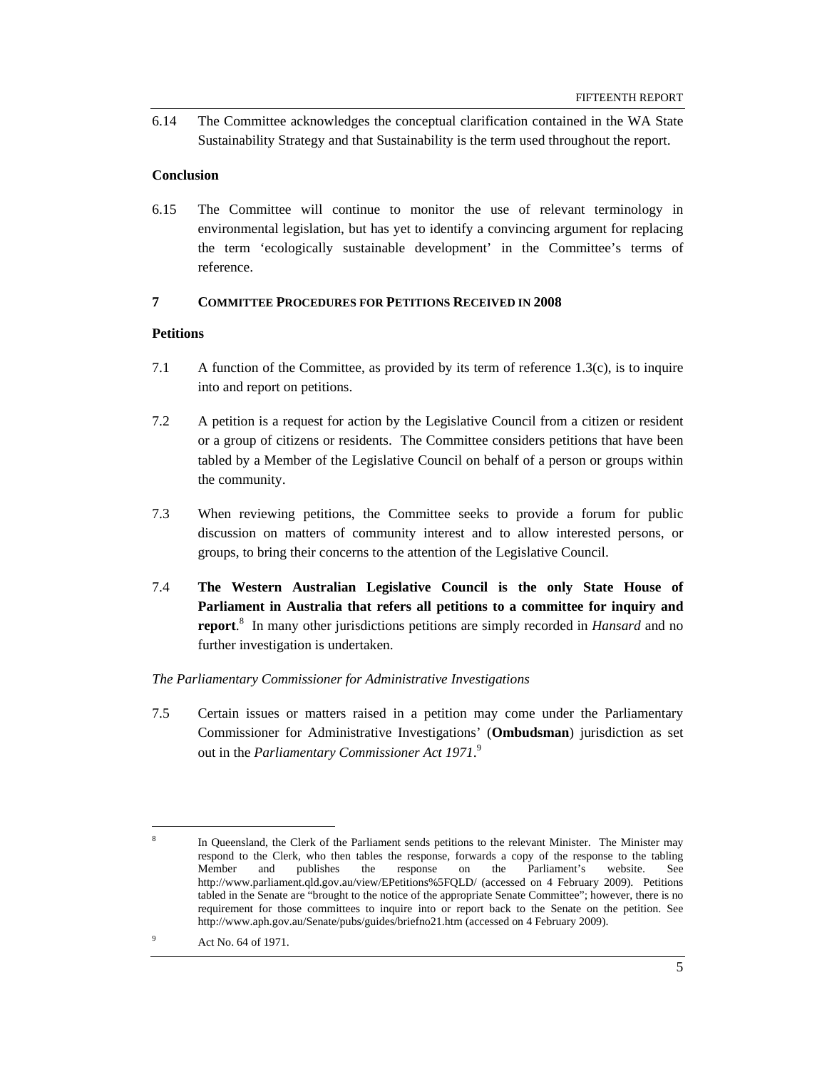6.14 The Committee acknowledges the conceptual clarification contained in the WA State Sustainability Strategy and that Sustainability is the term used throughout the report.

**Conclusion**

6.15 The Committee will continue to monitor the use of relevant terminology in environmental legislation, but has yet to identify a convincing argument for replacing the term 'ecologically sustainable development' in the Committee's terms of reference.

## 7 COMMITTEE PROCEDURES FOR PETITIONS RECEIVED IN 2008

**Petitions**

7.1 A function of the Committee, as provided by its term of reference 1.3(c), is to inquire into and report on petitions.

7.2 A petition is a request for action by the Legislative Council from a citizen or resident or a group of citizens or residents. The Committee considers petitions that have been tabled by a Member of the Legislative Council on behalf of a person or groups within the community.

7.3 When reviewing petitions, the Committee seeks to provide a forum for public discussion on matters of community interest and to allow interested persons, or groups, to bring their concerns to the attention of the Legislative Council.

7.4 **The Western Australian Legislative Council is the only State House of Parliament in Australia that refers all petitions to a committee for inquiry and report**.[8] In many other jurisdictions petitions are simply recorded in *Hansard* and no further investigation is undertaken.

*The Parliamentary Commissioner for Administrative Investigations*

7.5 Certain issues or matters raised in a petition may come under the Parliamentary Commissioner for Administrative Investigations' (**Ombudsman**) jurisdiction as set out in the *Parliamentary Commissioner Act 1971*.[9]

---

[8] In Queensland, the Clerk of the Parliament sends petitions to the relevant Minister. The Minister may respond to the Clerk, who then tables the response, forwards a copy of the response to the tabling Member and publishes the response on the Parliament's website. See http://www.parliament.qld.gov.au/view/EPetitions%5FQLD/ (accessed on 4 February 2009). Petitions tabled in the Senate are "brought to the notice of the appropriate Senate Committee"; however, there is no requirement for those committees to inquire into or report back to the Senate on the petition. See http://www.aph.gov.au/Senate/pubs/guides/briefno21.htm (accessed on 4 February 2009).

[9] Act No. 64 of 1971.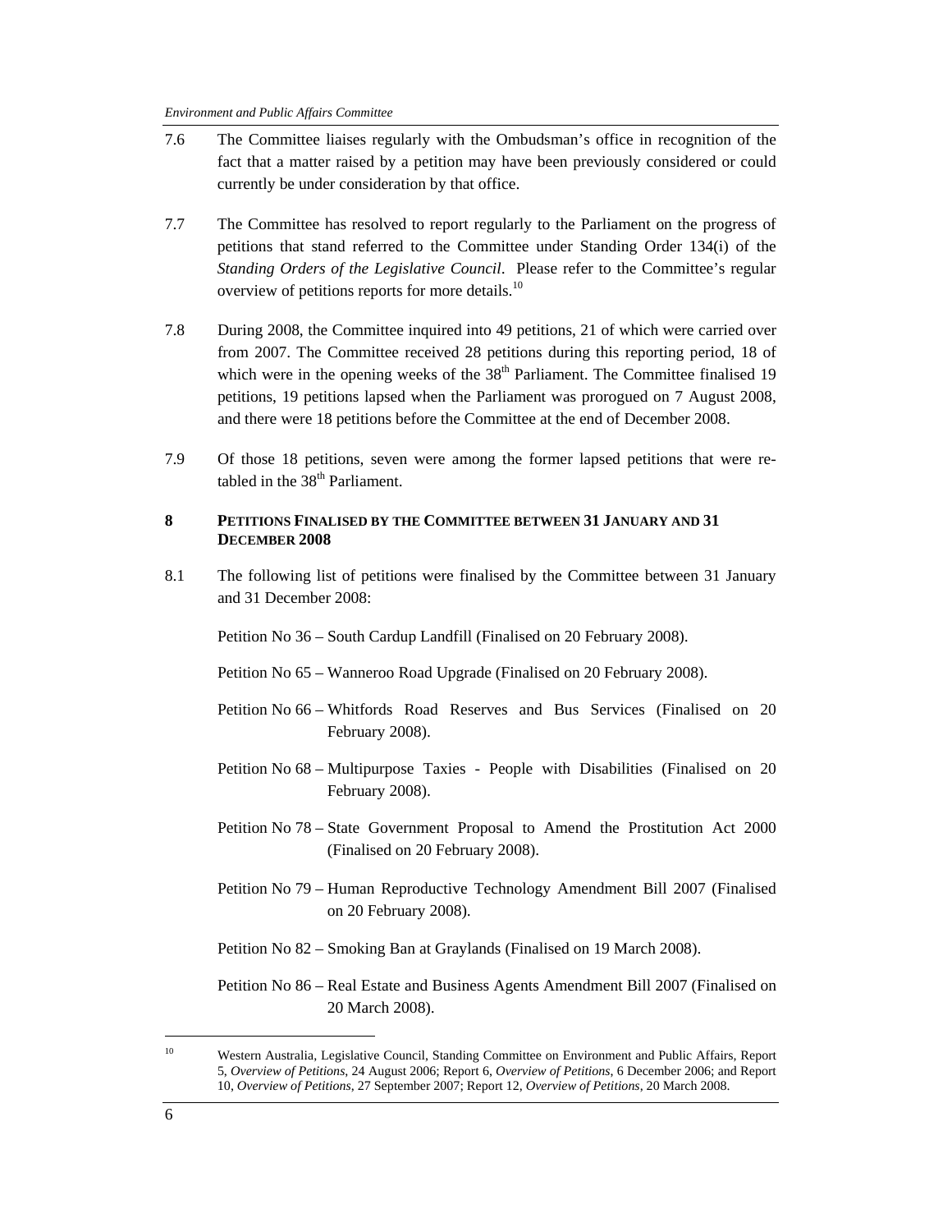7.6 The Committee liaises regularly with the Ombudsman's office in recognition of the fact that a matter raised by a petition may have been previously considered or could currently be under consideration by that office.

7.7 The Committee has resolved to report regularly to the Parliament on the progress of petitions that stand referred to the Committee under Standing Order 134(i) of the *Standing Orders of the Legislative Council*. Please refer to the Committee's regular overview of petitions reports for more details.[10]

7.8 During 2008, the Committee inquired into 49 petitions, 21 of which were carried over from 2007. The Committee received 28 petitions during this reporting period, 18 of which were in the opening weeks of the 38th Parliament. The Committee finalised 19 petitions, 19 petitions lapsed when the Parliament was prorogued on 7 August 2008, and there were 18 petitions before the Committee at the end of December 2008.

7.9 Of those 18 petitions, seven were among the former lapsed petitions that were re-tabled in the 38th Parliament.

## 8 PETITIONS FINALISED BY THE COMMITTEE BETWEEN 31 JANUARY AND 31 DECEMBER 2008

8.1 The following list of petitions were finalised by the Committee between 31 January and 31 December 2008:

Petition No 36 – South Cardup Landfill (Finalised on 20 February 2008).

Petition No 65 – Wanneroo Road Upgrade (Finalised on 20 February 2008).

Petition No 66 – Whitfords Road Reserves and Bus Services (Finalised on 20 February 2008).

Petition No 68 – Multipurpose Taxies - People with Disabilities (Finalised on 20 February 2008).

Petition No 78 – State Government Proposal to Amend the Prostitution Act 2000 (Finalised on 20 February 2008).

Petition No 79 – Human Reproductive Technology Amendment Bill 2007 (Finalised on 20 February 2008).

Petition No 82 – Smoking Ban at Graylands (Finalised on 19 March 2008).

Petition No 86 – Real Estate and Business Agents Amendment Bill 2007 (Finalised on 20 March 2008).

---

[10] Western Australia, Legislative Council, Standing Committee on Environment and Public Affairs, Report 5, *Overview of Petitions*, 24 August 2006; Report 6, *Overview of Petitions*, 6 December 2006; and Report 10, *Overview of Petitions*, 27 September 2007; Report 12, *Overview of Petitions*, 20 March 2008.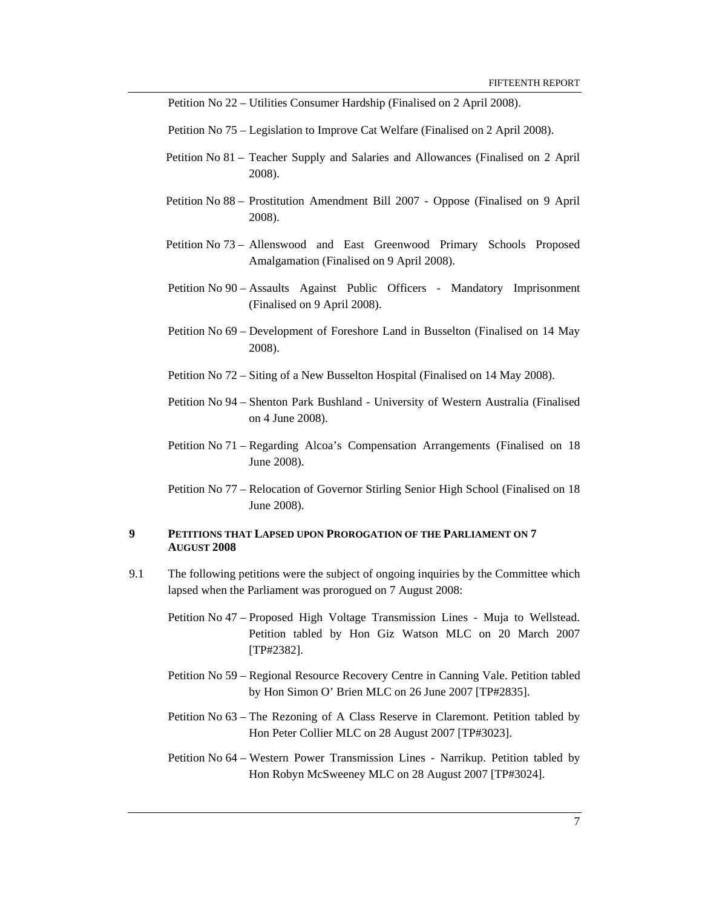Petition No 22 – Utilities Consumer Hardship (Finalised on 2 April 2008).

Petition No 75 – Legislation to Improve Cat Welfare (Finalised on 2 April 2008).

Petition No 81 – Teacher Supply and Salaries and Allowances (Finalised on 2 April 2008).

Petition No 88 – Prostitution Amendment Bill 2007 - Oppose (Finalised on 9 April 2008).

Petition No 73 – Allenswood and East Greenwood Primary Schools Proposed Amalgamation (Finalised on 9 April 2008).

Petition No 90 – Assaults Against Public Officers - Mandatory Imprisonment (Finalised on 9 April 2008).

Petition No 69 – Development of Foreshore Land in Busselton (Finalised on 14 May 2008).

Petition No 72 – Siting of a New Busselton Hospital (Finalised on 14 May 2008).

Petition No 94 – Shenton Park Bushland - University of Western Australia (Finalised on 4 June 2008).

Petition No 71 – Regarding Alcoa's Compensation Arrangements (Finalised on 18 June 2008).

Petition No 77 – Relocation of Governor Stirling Senior High School (Finalised on 18 June 2008).

## 9 PETITIONS THAT LAPSED UPON PROROGATION OF THE PARLIAMENT ON 7 AUGUST 2008

9.1 The following petitions were the subject of ongoing inquiries by the Committee which lapsed when the Parliament was prorogued on 7 August 2008:

Petition No 47 – Proposed High Voltage Transmission Lines - Muja to Wellstead. Petition tabled by Hon Giz Watson MLC on 20 March 2007 [TP#2382].

Petition No 59 – Regional Resource Recovery Centre in Canning Vale. Petition tabled by Hon Simon O' Brien MLC on 26 June 2007 [TP#2835].

Petition No 63 – The Rezoning of A Class Reserve in Claremont. Petition tabled by Hon Peter Collier MLC on 28 August 2007 [TP#3023].

Petition No 64 – Western Power Transmission Lines - Narrikup. Petition tabled by Hon Robyn McSweeney MLC on 28 August 2007 [TP#3024].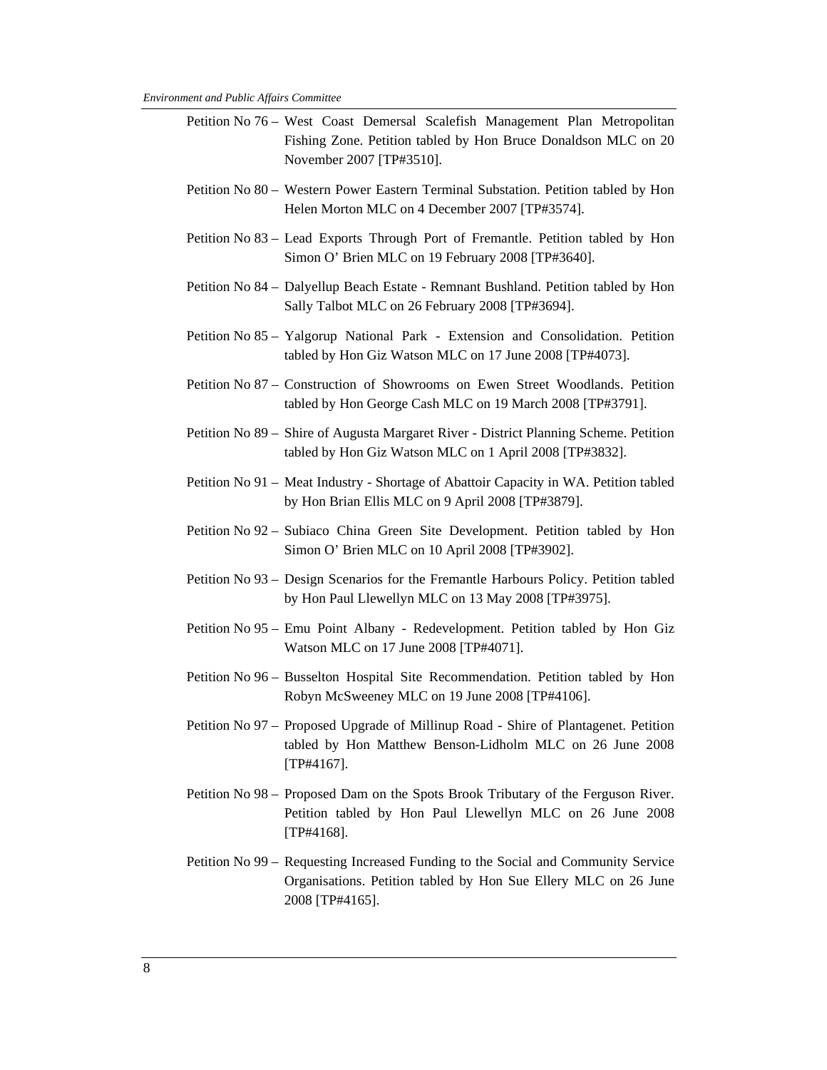Petition No 76 – West Coast Demersal Scalefish Management Plan Metropolitan Fishing Zone. Petition tabled by Hon Bruce Donaldson MLC on 20 November 2007 [TP#3510].

Petition No 80 – Western Power Eastern Terminal Substation. Petition tabled by Hon Helen Morton MLC on 4 December 2007 [TP#3574].

Petition No 83 – Lead Exports Through Port of Fremantle. Petition tabled by Hon Simon O' Brien MLC on 19 February 2008 [TP#3640].

Petition No 84 – Dalyellup Beach Estate - Remnant Bushland. Petition tabled by Hon Sally Talbot MLC on 26 February 2008 [TP#3694].

Petition No 85 – Yalgorup National Park - Extension and Consolidation. Petition tabled by Hon Giz Watson MLC on 17 June 2008 [TP#4073].

Petition No 87 – Construction of Showrooms on Ewen Street Woodlands. Petition tabled by Hon George Cash MLC on 19 March 2008 [TP#3791].

Petition No 89 – Shire of Augusta Margaret River - District Planning Scheme. Petition tabled by Hon Giz Watson MLC on 1 April 2008 [TP#3832].

Petition No 91 – Meat Industry - Shortage of Abattoir Capacity in WA. Petition tabled by Hon Brian Ellis MLC on 9 April 2008 [TP#3879].

Petition No 92 – Subiaco China Green Site Development. Petition tabled by Hon Simon O' Brien MLC on 10 April 2008 [TP#3902].

Petition No 93 – Design Scenarios for the Fremantle Harbours Policy. Petition tabled by Hon Paul Llewellyn MLC on 13 May 2008 [TP#3975].

Petition No 95 – Emu Point Albany - Redevelopment. Petition tabled by Hon Giz Watson MLC on 17 June 2008 [TP#4071].

Petition No 96 – Busselton Hospital Site Recommendation. Petition tabled by Hon Robyn McSweeney MLC on 19 June 2008 [TP#4106].

Petition No 97 – Proposed Upgrade of Millinup Road - Shire of Plantagenet. Petition tabled by Hon Matthew Benson-Lidholm MLC on 26 June 2008 [TP#4167].

Petition No 98 – Proposed Dam on the Spots Brook Tributary of the Ferguson River. Petition tabled by Hon Paul Llewellyn MLC on 26 June 2008 [TP#4168].

Petition No 99 – Requesting Increased Funding to the Social and Community Service Organisations. Petition tabled by Hon Sue Ellery MLC on 26 June 2008 [TP#4165].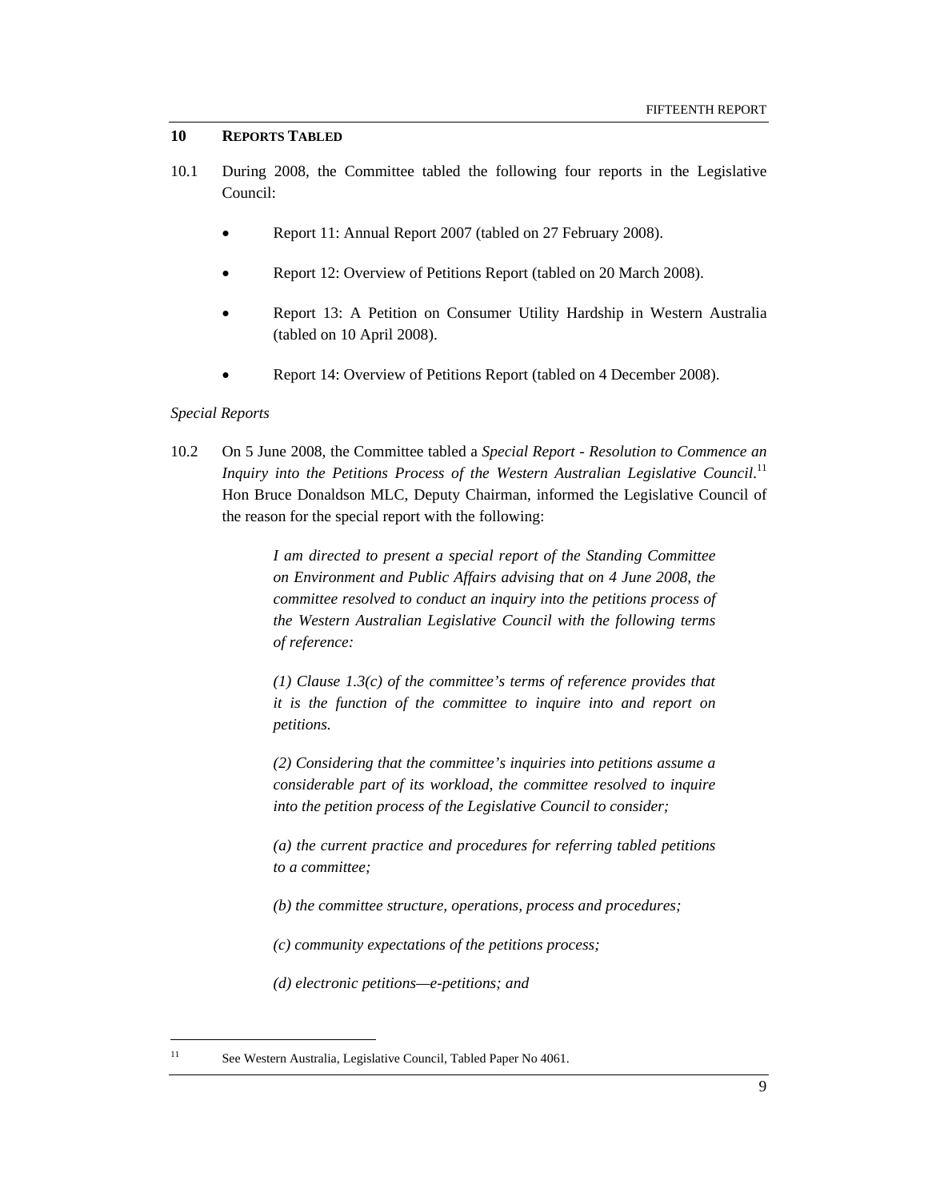## 10 REPORTS TABLED

10.1 During 2008, the Committee tabled the following four reports in the Legislative Council:

- Report 11: Annual Report 2007 (tabled on 27 February 2008).
- Report 12: Overview of Petitions Report (tabled on 20 March 2008).
- Report 13: A Petition on Consumer Utility Hardship in Western Australia (tabled on 10 April 2008).
- Report 14: Overview of Petitions Report (tabled on 4 December 2008).

*Special Reports*

10.2 On 5 June 2008, the Committee tabled a *Special Report - Resolution to Commence an Inquiry into the Petitions Process of the Western Australian Legislative Council*.[11] Hon Bruce Donaldson MLC, Deputy Chairman, informed the Legislative Council of the reason for the special report with the following:

> *I am directed to present a special report of the Standing Committee on Environment and Public Affairs advising that on 4 June 2008, the committee resolved to conduct an inquiry into the petitions process of the Western Australian Legislative Council with the following terms of reference:*
>
> *(1) Clause 1.3(c) of the committee's terms of reference provides that it is the function of the committee to inquire into and report on petitions.*
>
> *(2) Considering that the committee's inquiries into petitions assume a considerable part of its workload, the committee resolved to inquire into the petition process of the Legislative Council to consider;*
>
> *(a) the current practice and procedures for referring tabled petitions to a committee;*
>
> *(b) the committee structure, operations, process and procedures;*
>
> *(c) community expectations of the petitions process;*
>
> *(d) electronic petitions—e-petitions; and*

[11] See Western Australia, Legislative Council, Tabled Paper No 4061.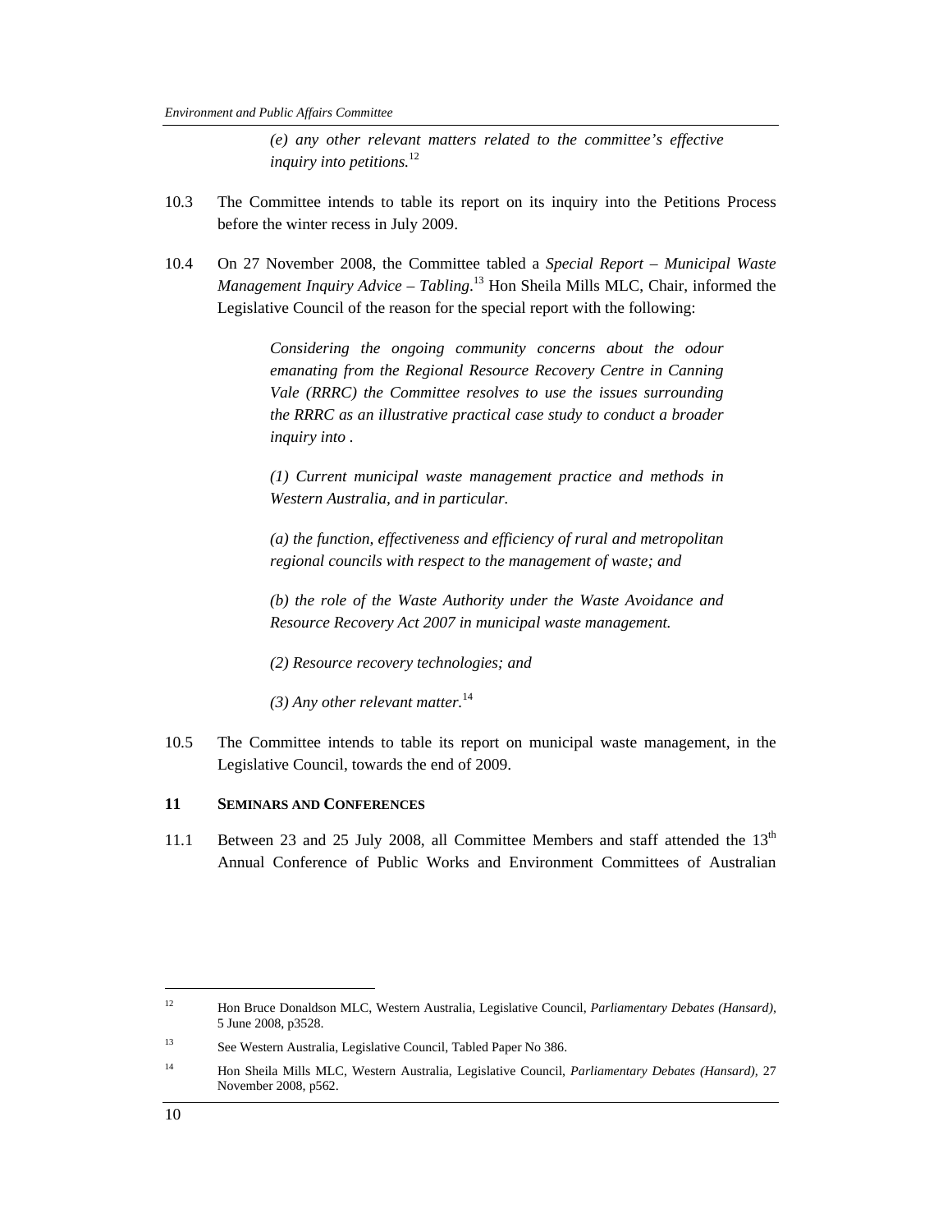> *(e) any other relevant matters related to the committee's effective inquiry into petitions.*[12]

10.3 The Committee intends to table its report on its inquiry into the Petitions Process before the winter recess in July 2009.

10.4 On 27 November 2008, the Committee tabled a *Special Report – Municipal Waste Management Inquiry Advice – Tabling*.[13] Hon Sheila Mills MLC, Chair, informed the Legislative Council of the reason for the special report with the following:

> *Considering the ongoing community concerns about the odour emanating from the Regional Resource Recovery Centre in Canning Vale (RRRC) the Committee resolves to use the issues surrounding the RRRC as an illustrative practical case study to conduct a broader inquiry into .*
>
> *(1) Current municipal waste management practice and methods in Western Australia, and in particular.*
>
> *(a) the function, effectiveness and efficiency of rural and metropolitan regional councils with respect to the management of waste; and*
>
> *(b) the role of the Waste Authority under the Waste Avoidance and Resource Recovery Act 2007 in municipal waste management.*
>
> *(2) Resource recovery technologies; and*
>
> *(3) Any other relevant matter.*[14]

10.5 The Committee intends to table its report on municipal waste management, in the Legislative Council, towards the end of 2009.

## 11 SEMINARS AND CONFERENCES

11.1 Between 23 and 25 July 2008, all Committee Members and staff attended the 13th Annual Conference of Public Works and Environment Committees of Australian

---

[12] Hon Bruce Donaldson MLC, Western Australia, Legislative Council, *Parliamentary Debates (Hansard)*, 5 June 2008, p3528.

[13] See Western Australia, Legislative Council, Tabled Paper No 386.

[14] Hon Sheila Mills MLC, Western Australia, Legislative Council, *Parliamentary Debates (Hansard)*, 27 November 2008, p562.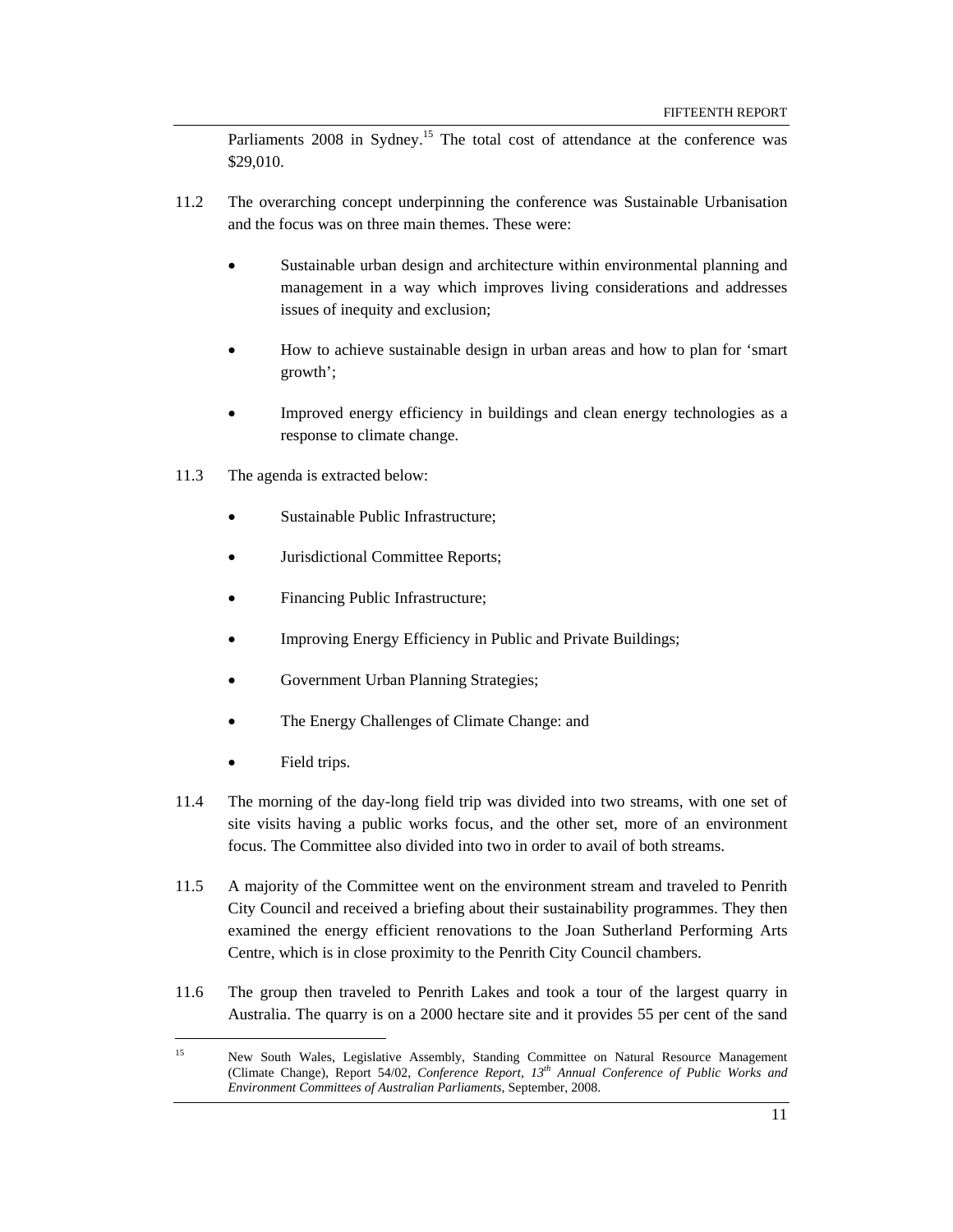Parliaments 2008 in Sydney.[15] The total cost of attendance at the conference was \$29,010.

11.2 The overarching concept underpinning the conference was Sustainable Urbanisation and the focus was on three main themes. These were:

- Sustainable urban design and architecture within environmental planning and management in a way which improves living considerations and addresses issues of inequity and exclusion;
- How to achieve sustainable design in urban areas and how to plan for 'smart growth';
- Improved energy efficiency in buildings and clean energy technologies as a response to climate change.

11.3 The agenda is extracted below:

- Sustainable Public Infrastructure;
- Jurisdictional Committee Reports;
- Financing Public Infrastructure;
- Improving Energy Efficiency in Public and Private Buildings;
- Government Urban Planning Strategies;
- The Energy Challenges of Climate Change: and
- Field trips.

11.4 The morning of the day-long field trip was divided into two streams, with one set of site visits having a public works focus, and the other set, more of an environment focus. The Committee also divided into two in order to avail of both streams.

11.5 A majority of the Committee went on the environment stream and traveled to Penrith City Council and received a briefing about their sustainability programmes. They then examined the energy efficient renovations to the Joan Sutherland Performing Arts Centre, which is in close proximity to the Penrith City Council chambers.

11.6 The group then traveled to Penrith Lakes and took a tour of the largest quarry in Australia. The quarry is on a 2000 hectare site and it provides 55 per cent of the sand

---

[15] New South Wales, Legislative Assembly, Standing Committee on Natural Resource Management (Climate Change), Report 54/02, *Conference Report, 13th Annual Conference of Public Works and Environment Committees of Australian Parliaments*, September, 2008.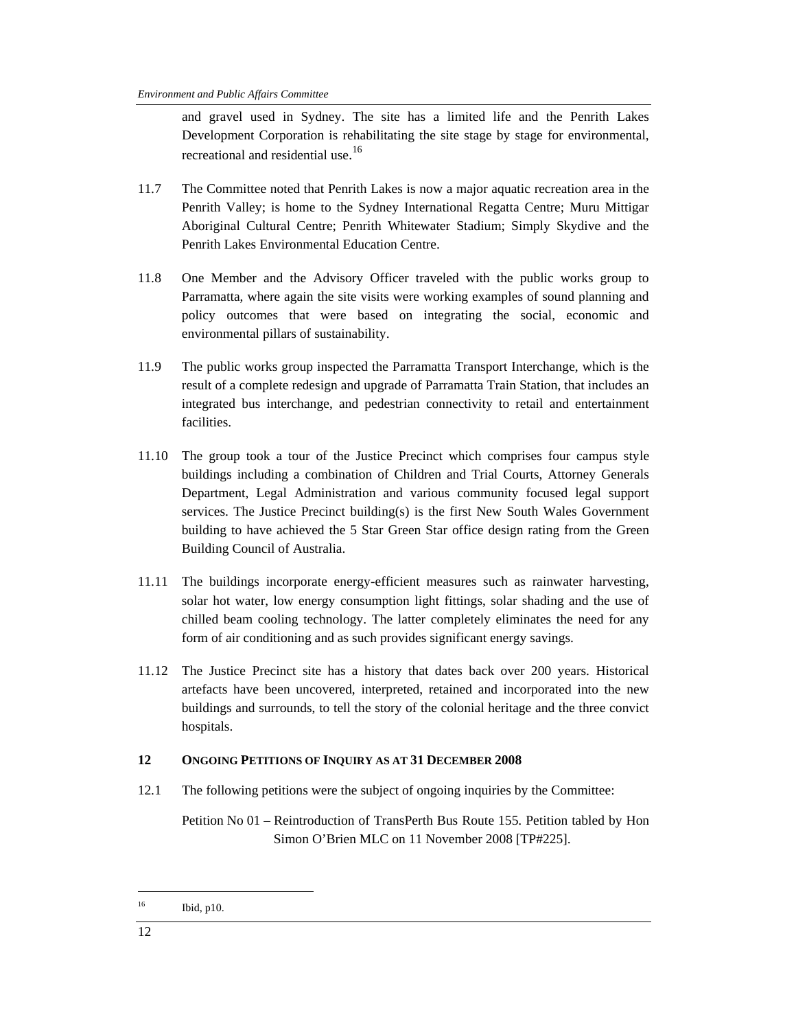and gravel used in Sydney. The site has a limited life and the Penrith Lakes Development Corporation is rehabilitating the site stage by stage for environmental, recreational and residential use.[16]

11.7 The Committee noted that Penrith Lakes is now a major aquatic recreation area in the Penrith Valley; is home to the Sydney International Regatta Centre; Muru Mittigar Aboriginal Cultural Centre; Penrith Whitewater Stadium; Simply Skydive and the Penrith Lakes Environmental Education Centre.

11.8 One Member and the Advisory Officer traveled with the public works group to Parramatta, where again the site visits were working examples of sound planning and policy outcomes that were based on integrating the social, economic and environmental pillars of sustainability.

11.9 The public works group inspected the Parramatta Transport Interchange, which is the result of a complete redesign and upgrade of Parramatta Train Station, that includes an integrated bus interchange, and pedestrian connectivity to retail and entertainment facilities.

11.10 The group took a tour of the Justice Precinct which comprises four campus style buildings including a combination of Children and Trial Courts, Attorney Generals Department, Legal Administration and various community focused legal support services. The Justice Precinct building(s) is the first New South Wales Government building to have achieved the 5 Star Green Star office design rating from the Green Building Council of Australia.

11.11 The buildings incorporate energy-efficient measures such as rainwater harvesting, solar hot water, low energy consumption light fittings, solar shading and the use of chilled beam cooling technology. The latter completely eliminates the need for any form of air conditioning and as such provides significant energy savings.

11.12 The Justice Precinct site has a history that dates back over 200 years. Historical artefacts have been uncovered, interpreted, retained and incorporated into the new buildings and surrounds, to tell the story of the colonial heritage and the three convict hospitals.

## 12 ONGOING PETITIONS OF INQUIRY AS AT 31 DECEMBER 2008

12.1 The following petitions were the subject of ongoing inquiries by the Committee:

Petition No 01 – Reintroduction of TransPerth Bus Route 155. Petition tabled by Hon Simon O'Brien MLC on 11 November 2008 [TP#225].

---

[16] Ibid, p10.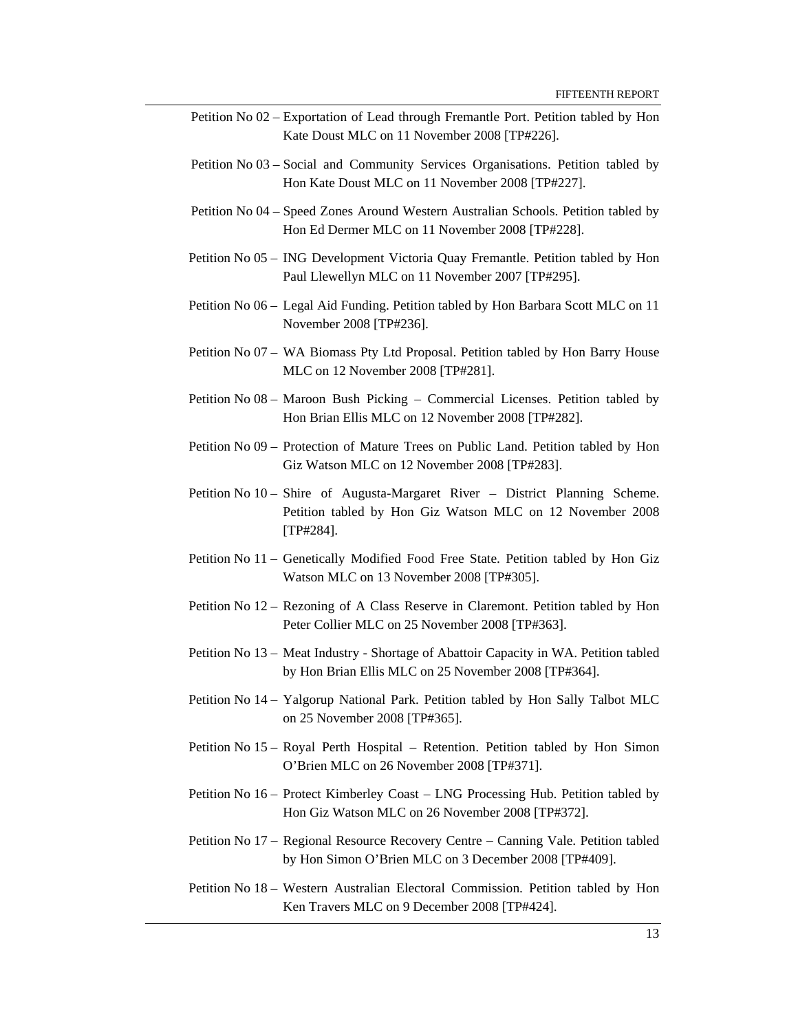Petition No 02 – Exportation of Lead through Fremantle Port. Petition tabled by Hon Kate Doust MLC on 11 November 2008 [TP#226].

Petition No 03 – Social and Community Services Organisations. Petition tabled by Hon Kate Doust MLC on 11 November 2008 [TP#227].

Petition No 04 – Speed Zones Around Western Australian Schools. Petition tabled by Hon Ed Dermer MLC on 11 November 2008 [TP#228].

Petition No 05 – ING Development Victoria Quay Fremantle. Petition tabled by Hon Paul Llewellyn MLC on 11 November 2007 [TP#295].

Petition No 06 – Legal Aid Funding. Petition tabled by Hon Barbara Scott MLC on 11 November 2008 [TP#236].

Petition No 07 – WA Biomass Pty Ltd Proposal. Petition tabled by Hon Barry House MLC on 12 November 2008 [TP#281].

Petition No 08 – Maroon Bush Picking – Commercial Licenses. Petition tabled by Hon Brian Ellis MLC on 12 November 2008 [TP#282].

Petition No 09 – Protection of Mature Trees on Public Land. Petition tabled by Hon Giz Watson MLC on 12 November 2008 [TP#283].

Petition No 10 – Shire of Augusta-Margaret River – District Planning Scheme. Petition tabled by Hon Giz Watson MLC on 12 November 2008 [TP#284].

Petition No 11 – Genetically Modified Food Free State. Petition tabled by Hon Giz Watson MLC on 13 November 2008 [TP#305].

Petition No 12 – Rezoning of A Class Reserve in Claremont. Petition tabled by Hon Peter Collier MLC on 25 November 2008 [TP#363].

Petition No 13 – Meat Industry - Shortage of Abattoir Capacity in WA. Petition tabled by Hon Brian Ellis MLC on 25 November 2008 [TP#364].

Petition No 14 – Yalgorup National Park. Petition tabled by Hon Sally Talbot MLC on 25 November 2008 [TP#365].

Petition No 15 – Royal Perth Hospital – Retention. Petition tabled by Hon Simon O'Brien MLC on 26 November 2008 [TP#371].

Petition No 16 – Protect Kimberley Coast – LNG Processing Hub. Petition tabled by Hon Giz Watson MLC on 26 November 2008 [TP#372].

Petition No 17 – Regional Resource Recovery Centre – Canning Vale. Petition tabled by Hon Simon O'Brien MLC on 3 December 2008 [TP#409].

Petition No 18 – Western Australian Electoral Commission. Petition tabled by Hon Ken Travers MLC on 9 December 2008 [TP#424].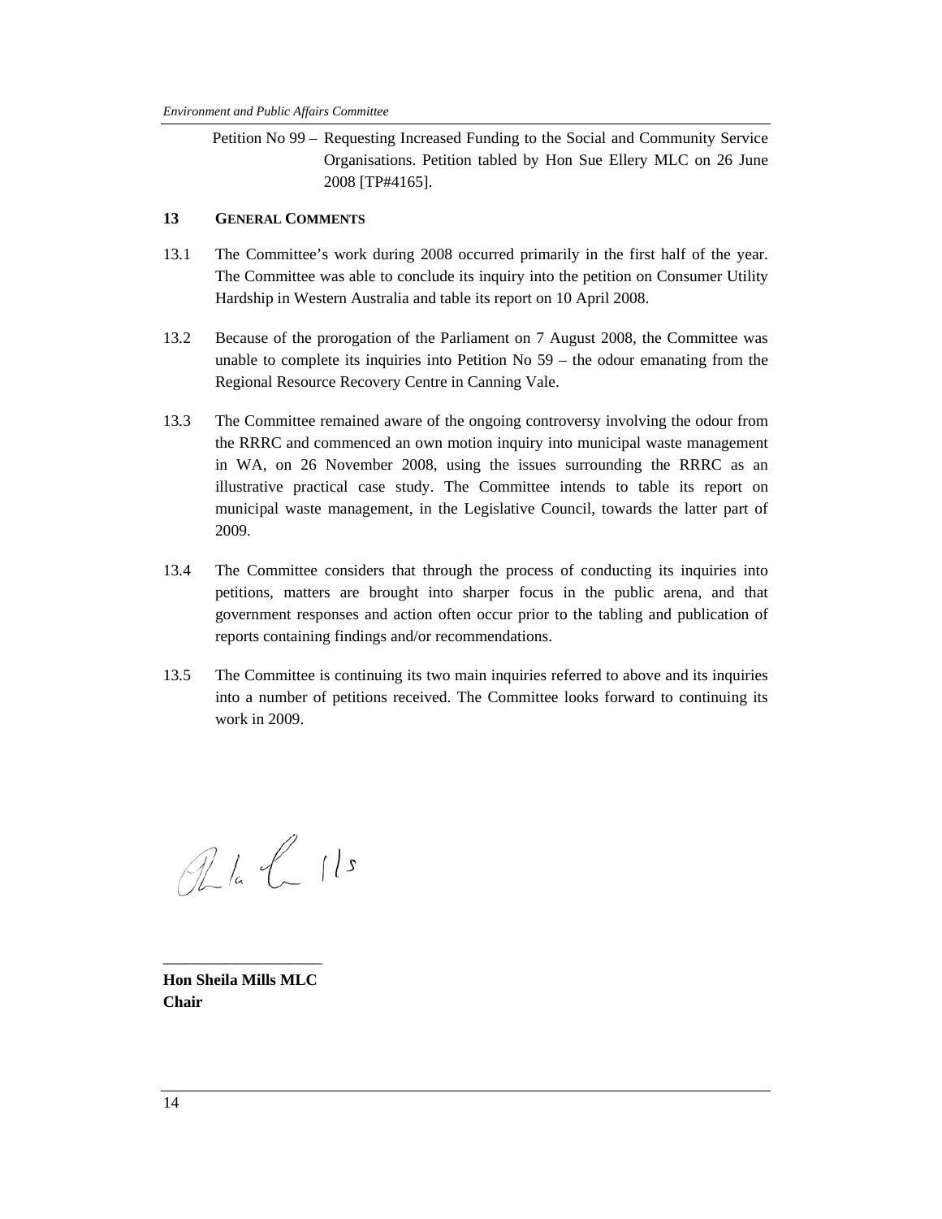Petition No 99 – Requesting Increased Funding to the Social and Community Service Organisations. Petition tabled by Hon Sue Ellery MLC on 26 June 2008 [TP#4165].

## 13 GENERAL COMMENTS

13.1 The Committee's work during 2008 occurred primarily in the first half of the year. The Committee was able to conclude its inquiry into the petition on Consumer Utility Hardship in Western Australia and table its report on 10 April 2008.

13.2 Because of the prorogation of the Parliament on 7 August 2008, the Committee was unable to complete its inquiries into Petition No 59 – the odour emanating from the Regional Resource Recovery Centre in Canning Vale.

13.3 The Committee remained aware of the ongoing controversy involving the odour from the RRRC and commenced an own motion inquiry into municipal waste management in WA, on 26 November 2008, using the issues surrounding the RRRC as an illustrative practical case study. The Committee intends to table its report on municipal waste management, in the Legislative Council, towards the latter part of 2009.

13.4 The Committee considers that through the process of conducting its inquiries into petitions, matters are brought into sharper focus in the public arena, and that government responses and action often occur prior to the tabling and publication of reports containing findings and/or recommendations.

13.5 The Committee is continuing its two main inquiries referred to above and its inquiries into a number of petitions received. The Committee looks forward to continuing its work in 2009.

**Hon Sheila Mills MLC**
**Chair**